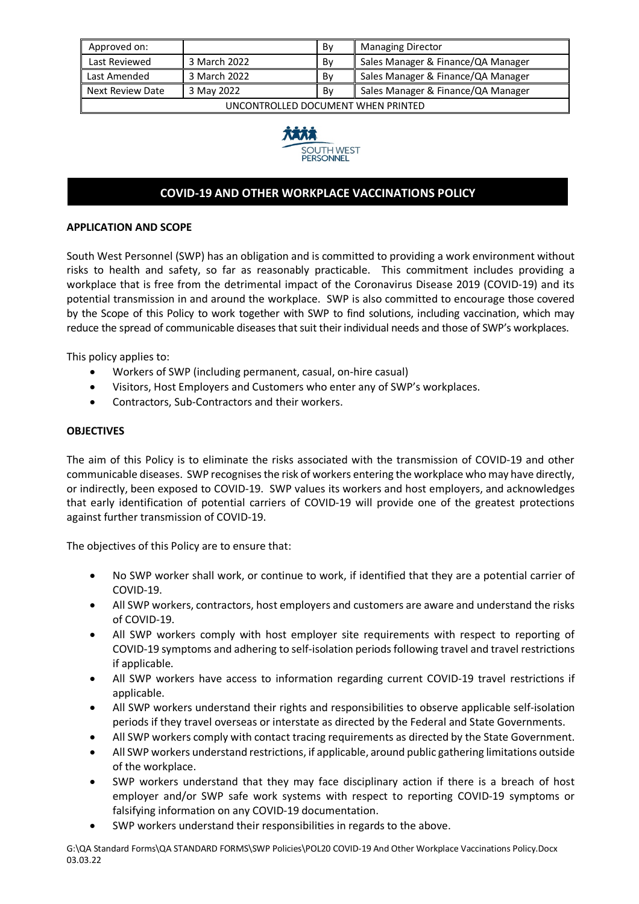| Approved on: | | By | Managing Director |
|---|---|---|---|
| Last Reviewed | 3 March 2022 | By | Sales Manager & Finance/QA Manager |
| Last Amended | 3 March 2022 | By | Sales Manager & Finance/QA Manager |
| Next Review Date | 3 May 2022 | By | Sales Manager & Finance/QA Manager |
| UNCONTROLLED DOCUMENT WHEN PRINTED | | | |

SOUTH WEST PERSONNEL

# COVID-19 AND OTHER WORKPLACE VACCINATIONS POLICY

## APPLICATION AND SCOPE

South West Personnel (SWP) has an obligation and is committed to providing a work environment without risks to health and safety, so far as reasonably practicable. This commitment includes providing a workplace that is free from the detrimental impact of the Coronavirus Disease 2019 (COVID-19) and its potential transmission in and around the workplace. SWP is also committed to encourage those covered by the Scope of this Policy to work together with SWP to find solutions, including vaccination, which may reduce the spread of communicable diseases that suit their individual needs and those of SWP's workplaces.

This policy applies to:

- Workers of SWP (including permanent, casual, on-hire casual)
- Visitors, Host Employers and Customers who enter any of SWP's workplaces.
- Contractors, Sub-Contractors and their workers.

## OBJECTIVES

The aim of this Policy is to eliminate the risks associated with the transmission of COVID-19 and other communicable diseases. SWP recognises the risk of workers entering the workplace who may have directly, or indirectly, been exposed to COVID-19. SWP values its workers and host employers, and acknowledges that early identification of potential carriers of COVID-19 will provide one of the greatest protections against further transmission of COVID-19.

The objectives of this Policy are to ensure that:

- No SWP worker shall work, or continue to work, if identified that they are a potential carrier of COVID-19.
- All SWP workers, contractors, host employers and customers are aware and understand the risks of COVID-19.
- All SWP workers comply with host employer site requirements with respect to reporting of COVID-19 symptoms and adhering to self-isolation periods following travel and travel restrictions if applicable.
- All SWP workers have access to information regarding current COVID-19 travel restrictions if applicable.
- All SWP workers understand their rights and responsibilities to observe applicable self-isolation periods if they travel overseas or interstate as directed by the Federal and State Governments.
- All SWP workers comply with contact tracing requirements as directed by the State Government.
- All SWP workers understand restrictions, if applicable, around public gathering limitations outside of the workplace.
- SWP workers understand that they may face disciplinary action if there is a breach of host employer and/or SWP safe work systems with respect to reporting COVID-19 symptoms or falsifying information on any COVID-19 documentation.
- SWP workers understand their responsibilities in regards to the above.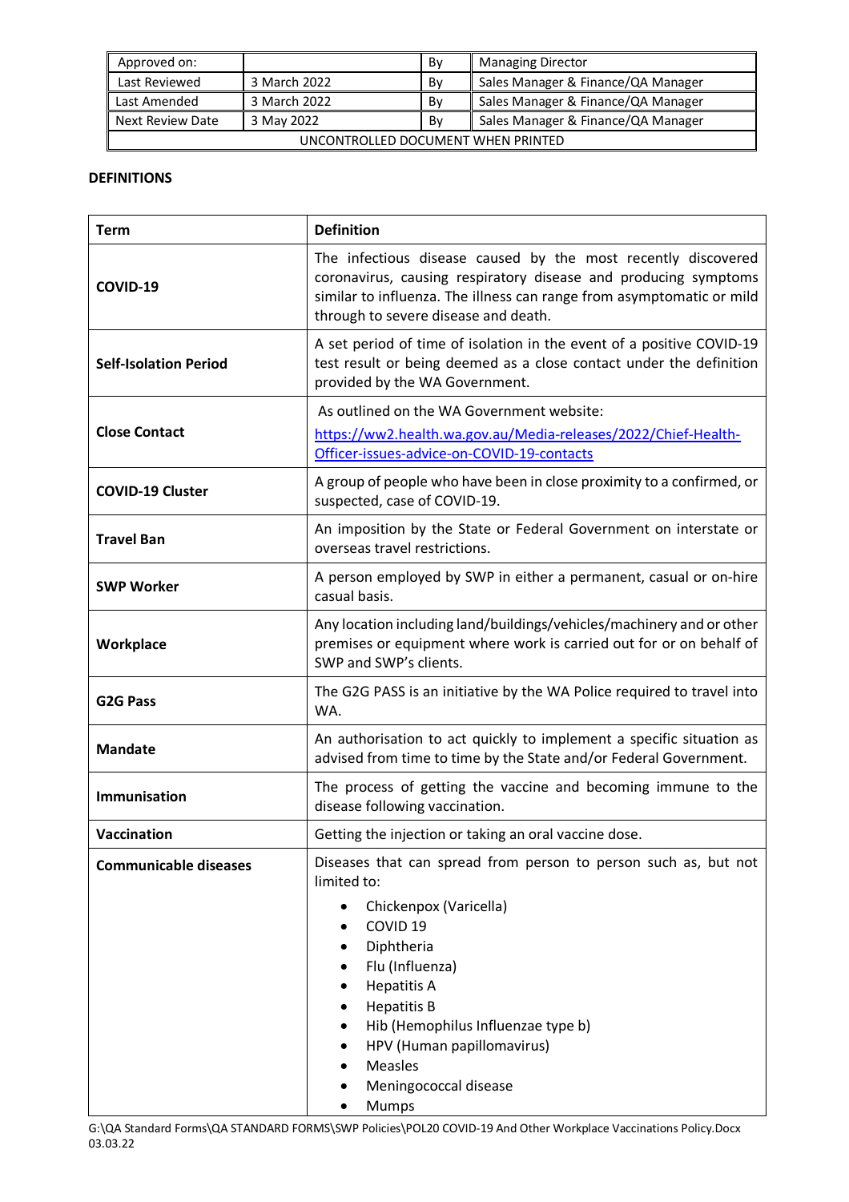| Approved on: | | By | Managing Director |
|---|---|---|---|
| Last Reviewed | 3 March 2022 | By | Sales Manager & Finance/QA Manager |
| Last Amended | 3 March 2022 | By | Sales Manager & Finance/QA Manager |
| Next Review Date | 3 May 2022 | By | Sales Manager & Finance/QA Manager |
| UNCONTROLLED DOCUMENT WHEN PRINTED | | | |

**DEFINITIONS**

| Term | Definition |
|---|---|
| **COVID-19** | The infectious disease caused by the most recently discovered coronavirus, causing respiratory disease and producing symptoms similar to influenza. The illness can range from asymptomatic or mild through to severe disease and death. |
| **Self-Isolation Period** | A set period of time of isolation in the event of a positive COVID-19 test result or being deemed as a close contact under the definition provided by the WA Government. |
| **Close Contact** | As outlined on the WA Government website: [https://ww2.health.wa.gov.au/Media-releases/2022/Chief-Health-Officer-issues-advice-on-COVID-19-contacts](https://ww2.health.wa.gov.au/Media-releases/2022/Chief-Health-Officer-issues-advice-on-COVID-19-contacts) |
| **COVID-19 Cluster** | A group of people who have been in close proximity to a confirmed, or suspected, case of COVID-19. |
| **Travel Ban** | An imposition by the State or Federal Government on interstate or overseas travel restrictions. |
| **SWP Worker** | A person employed by SWP in either a permanent, casual or on-hire casual basis. |
| **Workplace** | Any location including land/buildings/vehicles/machinery and or other premises or equipment where work is carried out for or on behalf of SWP and SWP's clients. |
| **G2G Pass** | The G2G PASS is an initiative by the WA Police required to travel into WA. |
| **Mandate** | An authorisation to act quickly to implement a specific situation as advised from time to time by the State and/or Federal Government. |
| **Immunisation** | The process of getting the vaccine and becoming immune to the disease following vaccination. |
| **Vaccination** | Getting the injection or taking an oral vaccine dose. |
| **Communicable diseases** | Diseases that can spread from person to person such as, but not limited to:<br>• Chickenpox (Varicella)<br>• COVID 19<br>• Diphtheria<br>• Flu (Influenza)<br>• Hepatitis A<br>• Hepatitis B<br>• Hib (Hemophilus Influenzae type b)<br>• HPV (Human papillomavirus)<br>• Measles<br>• Meningococcal disease<br>• Mumps |

G:\QA Standard Forms\QA STANDARD FORMS\SWP Policies\POL20 COVID-19 And Other Workplace Vaccinations Policy.Docx 03.03.22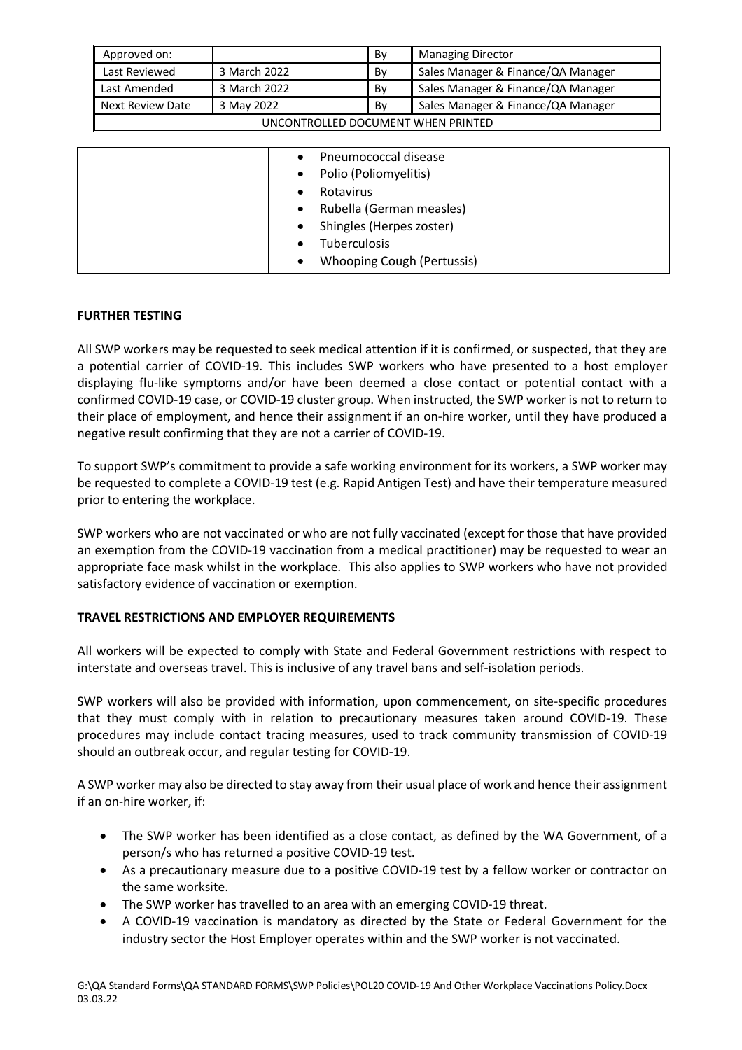| Approved on: | | By | Managing Director |
| --- | --- | --- | --- |
| Last Reviewed | 3 March 2022 | By | Sales Manager & Finance/QA Manager |
| Last Amended | 3 March 2022 | By | Sales Manager & Finance/QA Manager |
| Next Review Date | 3 May 2022 | By | Sales Manager & Finance/QA Manager |
| UNCONTROLLED DOCUMENT WHEN PRINTED | | | |

| | |
| --- | --- |
| | • Pneumococcal disease<br>• Polio (Poliomyelitis)<br>• Rotavirus<br>• Rubella (German measles)<br>• Shingles (Herpes zoster)<br>• Tuberculosis<br>• Whooping Cough (Pertussis) |

**FURTHER TESTING**

All SWP workers may be requested to seek medical attention if it is confirmed, or suspected, that they are a potential carrier of COVID-19. This includes SWP workers who have presented to a host employer displaying flu-like symptoms and/or have been deemed a close contact or potential contact with a confirmed COVID-19 case, or COVID-19 cluster group. When instructed, the SWP worker is not to return to their place of employment, and hence their assignment if an on-hire worker, until they have produced a negative result confirming that they are not a carrier of COVID-19.

To support SWP's commitment to provide a safe working environment for its workers, a SWP worker may be requested to complete a COVID-19 test (e.g. Rapid Antigen Test) and have their temperature measured prior to entering the workplace.

SWP workers who are not vaccinated or who are not fully vaccinated (except for those that have provided an exemption from the COVID-19 vaccination from a medical practitioner) may be requested to wear an appropriate face mask whilst in the workplace. This also applies to SWP workers who have not provided satisfactory evidence of vaccination or exemption.

**TRAVEL RESTRICTIONS AND EMPLOYER REQUIREMENTS**

All workers will be expected to comply with State and Federal Government restrictions with respect to interstate and overseas travel. This is inclusive of any travel bans and self-isolation periods.

SWP workers will also be provided with information, upon commencement, on site-specific procedures that they must comply with in relation to precautionary measures taken around COVID-19. These procedures may include contact tracing measures, used to track community transmission of COVID-19 should an outbreak occur, and regular testing for COVID-19.

A SWP worker may also be directed to stay away from their usual place of work and hence their assignment if an on-hire worker, if:

- The SWP worker has been identified as a close contact, as defined by the WA Government, of a person/s who has returned a positive COVID-19 test.
- As a precautionary measure due to a positive COVID-19 test by a fellow worker or contractor on the same worksite.
- The SWP worker has travelled to an area with an emerging COVID-19 threat.
- A COVID-19 vaccination is mandatory as directed by the State or Federal Government for the industry sector the Host Employer operates within and the SWP worker is not vaccinated.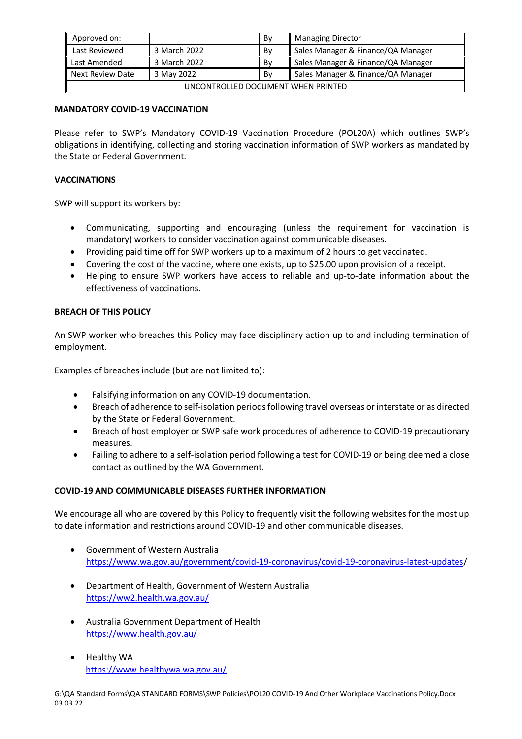| Approved on: | | By | Managing Director |
|---|---|---|---|
| Last Reviewed | 3 March 2022 | By | Sales Manager & Finance/QA Manager |
| Last Amended | 3 March 2022 | By | Sales Manager & Finance/QA Manager |
| Next Review Date | 3 May 2022 | By | Sales Manager & Finance/QA Manager |
| UNCONTROLLED DOCUMENT WHEN PRINTED | | | |

**MANDATORY COVID-19 VACCINATION**

Please refer to SWP's Mandatory COVID-19 Vaccination Procedure (POL20A) which outlines SWP's obligations in identifying, collecting and storing vaccination information of SWP workers as mandated by the State or Federal Government.

**VACCINATIONS**

SWP will support its workers by:

- Communicating, supporting and encouraging (unless the requirement for vaccination is mandatory) workers to consider vaccination against communicable diseases.
- Providing paid time off for SWP workers up to a maximum of 2 hours to get vaccinated.
- Covering the cost of the vaccine, where one exists, up to $25.00 upon provision of a receipt.
- Helping to ensure SWP workers have access to reliable and up-to-date information about the effectiveness of vaccinations.

**BREACH OF THIS POLICY**

An SWP worker who breaches this Policy may face disciplinary action up to and including termination of employment.

Examples of breaches include (but are not limited to):

- Falsifying information on any COVID-19 documentation.
- Breach of adherence to self-isolation periods following travel overseas or interstate or as directed by the State or Federal Government.
- Breach of host employer or SWP safe work procedures of adherence to COVID-19 precautionary measures.
- Failing to adhere to a self-isolation period following a test for COVID-19 or being deemed a close contact as outlined by the WA Government.

**COVID-19 AND COMMUNICABLE DISEASES FURTHER INFORMATION**

We encourage all who are covered by this Policy to frequently visit the following websites for the most up to date information and restrictions around COVID-19 and other communicable diseases.

- Government of Western Australia
  https://www.wa.gov.au/government/covid-19-coronavirus/covid-19-coronavirus-latest-updates/

- Department of Health, Government of Western Australia
  https://ww2.health.wa.gov.au/

- Australia Government Department of Health
  https://www.health.gov.au/

- Healthy WA
  https://www.healthywa.wa.gov.au/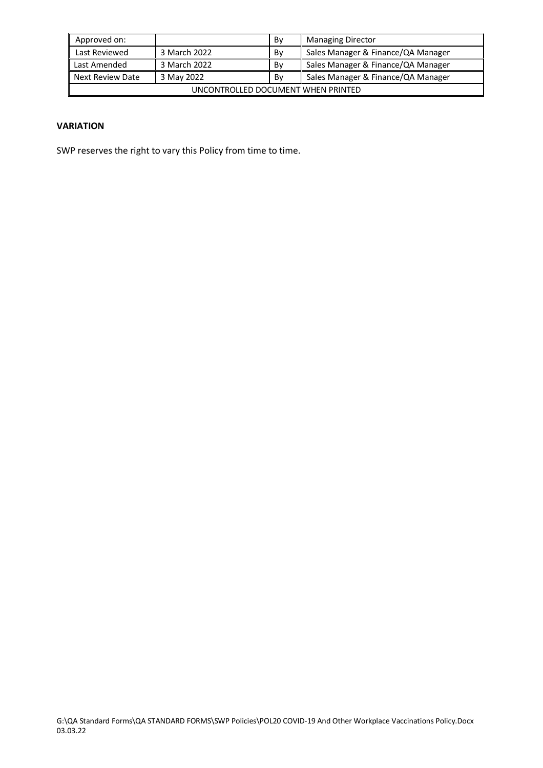| | | | |
|---|---|---|---|
| Approved on: | | By | Managing Director |
| Last Reviewed | 3 March 2022 | By | Sales Manager & Finance/QA Manager |
| Last Amended | 3 March 2022 | By | Sales Manager & Finance/QA Manager |
| Next Review Date | 3 May 2022 | By | Sales Manager & Finance/QA Manager |
| UNCONTROLLED DOCUMENT WHEN PRINTED | | | |

**VARIATION**

SWP reserves the right to vary this Policy from time to time.